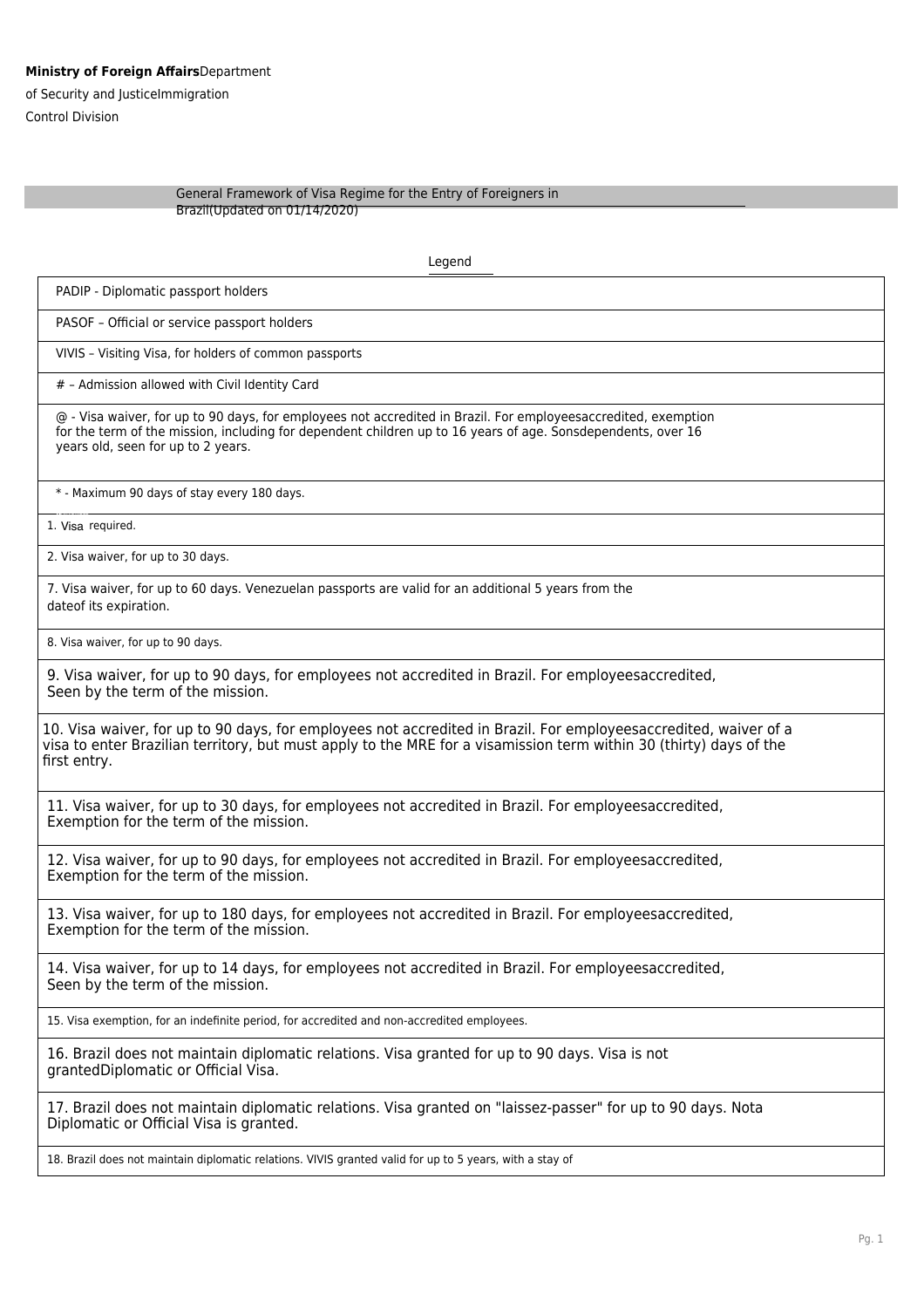**Ministry of Foreign Affairs**Department of Security and JusticeImmigration Control Division

## General Framework of Visa Regime for the Entry of Foreigners in Brazil(Updated on 01/14/2020)

Legend

| |
|---|
| PADIP - Diplomatic passport holders |
| PASOF – Official or service passport holders |
| VIVIS – Visiting Visa, for holders of common passports |
| # – Admission allowed with Civil Identity Card |
| @ - Visa waiver, for up to 90 days, for employees not accredited in Brazil. For employeesaccredited, exemption for the term of the mission, including for dependent children up to 16 years of age. Sonsdependents, over 16 years old, seen for up to 2 years. |
| * - Maximum 90 days of stay every 180 days. |
| 1. Visa required. |
| 2. Visa waiver, for up to 30 days. |
| 7. Visa waiver, for up to 60 days. Venezuelan passports are valid for an additional 5 years from the dateof its expiration. |
| 8. Visa waiver, for up to 90 days. |
| 9. Visa waiver, for up to 90 days, for employees not accredited in Brazil. For employeesaccredited, Seen by the term of the mission. |
| 10. Visa waiver, for up to 90 days, for employees not accredited in Brazil. For employeesaccredited, waiver of a visa to enter Brazilian territory, but must apply to the MRE for a visamission term within 30 (thirty) days of the first entry. |
| 11. Visa waiver, for up to 30 days, for employees not accredited in Brazil. For employeesaccredited, Exemption for the term of the mission. |
| 12. Visa waiver, for up to 90 days, for employees not accredited in Brazil. For employeesaccredited, Exemption for the term of the mission. |
| 13. Visa waiver, for up to 180 days, for employees not accredited in Brazil. For employeesaccredited, Exemption for the term of the mission. |
| 14. Visa waiver, for up to 14 days, for employees not accredited in Brazil. For employeesaccredited, Seen by the term of the mission. |
| 15. Visa exemption, for an indefinite period, for accredited and non-accredited employees. |
| 16. Brazil does not maintain diplomatic relations. Visa granted for up to 90 days. Visa is not grantedDiplomatic or Official Visa. |
| 17. Brazil does not maintain diplomatic relations. Visa granted on "laissez-passer" for up to 90 days. Nota Diplomatic or Official Visa is granted. |
| 18. Brazil does not maintain diplomatic relations. VIVIS granted valid for up to 5 years, with a stay of |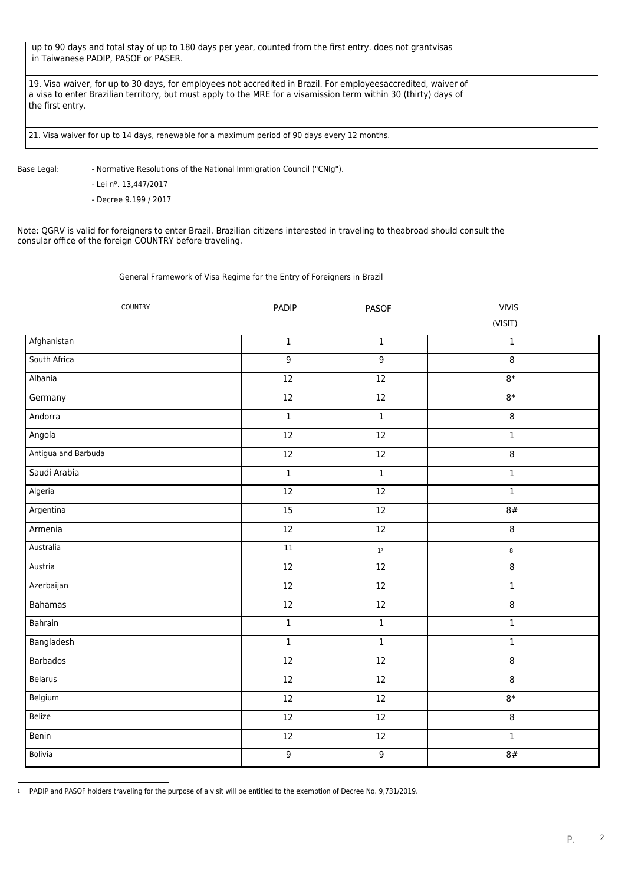up to 90 days and total stay of up to 180 days per year, counted from the first entry. does not grantvisas in Taiwanese PADIP, PASOF or PASER.

19. Visa waiver, for up to 30 days, for employees not accredited in Brazil. For employeesaccredited, waiver of a visa to enter Brazilian territory, but must apply to the MRE for a visamission term within 30 (thirty) days of the first entry.

21. Visa waiver for up to 14 days, renewable for a maximum period of 90 days every 12 months.

Base Legal:
- Normative Resolutions of the National Immigration Council ("CNIg").
- Lei nº. 13,447/2017
- Decree 9.199 / 2017

Note: QGRV is valid for foreigners to enter Brazil. Brazilian citizens interested in traveling to theabroad should consult the consular office of the foreign COUNTRY before traveling.

General Framework of Visa Regime for the Entry of Foreigners in Brazil

| COUNTRY | PADIP | PASOF | VIVIS (VISIT) |
|---|---|---|---|
| Afghanistan | 1 | 1 | 1 |
| South Africa | 9 | 9 | 8 |
| Albania | 12 | 12 | 8* |
| Germany | 12 | 12 | 8* |
| Andorra | 1 | 1 | 8 |
| Angola | 12 | 12 | 1 |
| Antigua and Barbuda | 12 | 12 | 8 |
| Saudi Arabia | 1 | 1 | 1 |
| Algeria | 12 | 12 | 1 |
| Argentina | 15 | 12 | 8# |
| Armenia | 12 | 12 | 8 |
| Australia | 11 | 1[1] | 8 |
| Austria | 12 | 12 | 8 |
| Azerbaijan | 12 | 12 | 1 |
| Bahamas | 12 | 12 | 8 |
| Bahrain | 1 | 1 | 1 |
| Bangladesh | 1 | 1 | 1 |
| Barbados | 12 | 12 | 8 |
| Belarus | 12 | 12 | 8 |
| Belgium | 12 | 12 | 8* |
| Belize | 12 | 12 | 8 |
| Benin | 12 | 12 | 1 |
| Bolivia | 9 | 9 | 8# |

[1] PADIP and PASOF holders traveling for the purpose of a visit will be entitled to the exemption of Decree No. 9,731/2019.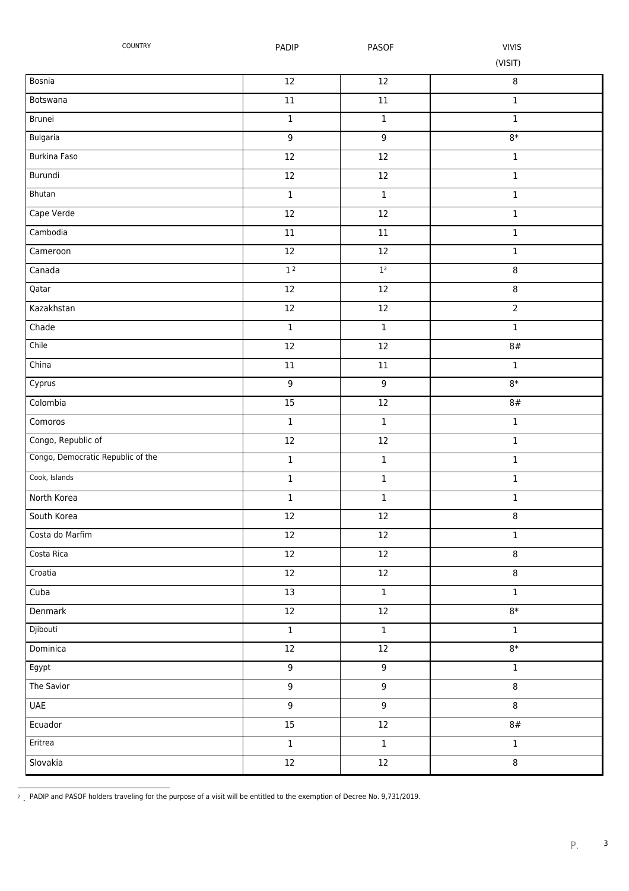| COUNTRY | PADIP | PASOF | VIVIS (VISIT) |
|---|---|---|---|
| Bosnia | 12 | 12 | 8 |
| Botswana | 11 | 11 | 1 |
| Brunei | 1 | 1 | 1 |
| Bulgaria | 9 | 9 | 8* |
| Burkina Faso | 12 | 12 | 1 |
| Burundi | 12 | 12 | 1 |
| Bhutan | 1 | 1 | 1 |
| Cape Verde | 12 | 12 | 1 |
| Cambodia | 11 | 11 | 1 |
| Cameroon | 12 | 12 | 1 |
| Canada | 1[2] | 1[2] | 8 |
| Qatar | 12 | 12 | 8 |
| Kazakhstan | 12 | 12 | 2 |
| Chade | 1 | 1 | 1 |
| Chile | 12 | 12 | 8# |
| China | 11 | 11 | 1 |
| Cyprus | 9 | 9 | 8* |
| Colombia | 15 | 12 | 8# |
| Comoros | 1 | 1 | 1 |
| Congo, Republic of | 12 | 12 | 1 |
| Congo, Democratic Republic of the | 1 | 1 | 1 |
| Cook, Islands | 1 | 1 | 1 |
| North Korea | 1 | 1 | 1 |
| South Korea | 12 | 12 | 8 |
| Costa do Marfim | 12 | 12 | 1 |
| Costa Rica | 12 | 12 | 8 |
| Croatia | 12 | 12 | 8 |
| Cuba | 13 | 1 | 1 |
| Denmark | 12 | 12 | 8* |
| Djibouti | 1 | 1 | 1 |
| Dominica | 12 | 12 | 8* |
| Egypt | 9 | 9 | 1 |
| The Savior | 9 | 9 | 8 |
| UAE | 9 | 9 | 8 |
| Ecuador | 15 | 12 | 8# |
| Eritrea | 1 | 1 | 1 |
| Slovakia | 12 | 12 | 8 |

[2] . PADIP and PASOF holders traveling for the purpose of a visit will be entitled to the exemption of Decree No. 9,731/2019.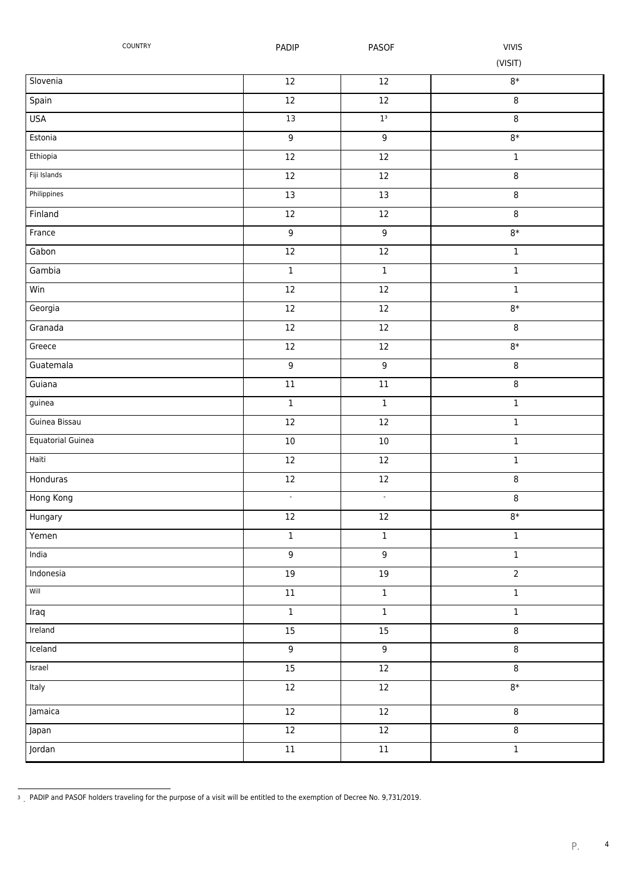| COUNTRY | PADIP | PASOF | VIVIS (VISIT) |
|---|---|---|---|
| Slovenia | 12 | 12 | 8* |
| Spain | 12 | 12 | 8 |
| USA | 13 | 1[3] | 8 |
| Estonia | 9 | 9 | 8* |
| Ethiopia | 12 | 12 | 1 |
| Fiji Islands | 12 | 12 | 8 |
| Philippines | 13 | 13 | 8 |
| Finland | 12 | 12 | 8 |
| France | 9 | 9 | 8* |
| Gabon | 12 | 12 | 1 |
| Gambia | 1 | 1 | 1 |
| Win | 12 | 12 | 1 |
| Georgia | 12 | 12 | 8* |
| Granada | 12 | 12 | 8 |
| Greece | 12 | 12 | 8* |
| Guatemala | 9 | 9 | 8 |
| Guiana | 11 | 11 | 8 |
| guinea | 1 | 1 | 1 |
| Guinea Bissau | 12 | 12 | 1 |
| Equatorial Guinea | 10 | 10 | 1 |
| Haiti | 12 | 12 | 1 |
| Honduras | 12 | 12 | 8 |
| Hong Kong | - | - | 8 |
| Hungary | 12 | 12 | 8* |
| Yemen | 1 | 1 | 1 |
| India | 9 | 9 | 1 |
| Indonesia | 19 | 19 | 2 |
| Will | 11 | 1 | 1 |
| Iraq | 1 | 1 | 1 |
| Ireland | 15 | 15 | 8 |
| Iceland | 9 | 9 | 8 |
| Israel | 15 | 12 | 8 |
| Italy | 12 | 12 | 8* |
| Jamaica | 12 | 12 | 8 |
| Japan | 12 | 12 | 8 |
| Jordan | 11 | 11 | 1 |

[3] PADIP and PASOF holders traveling for the purpose of a visit will be entitled to the exemption of Decree No. 9,731/2019.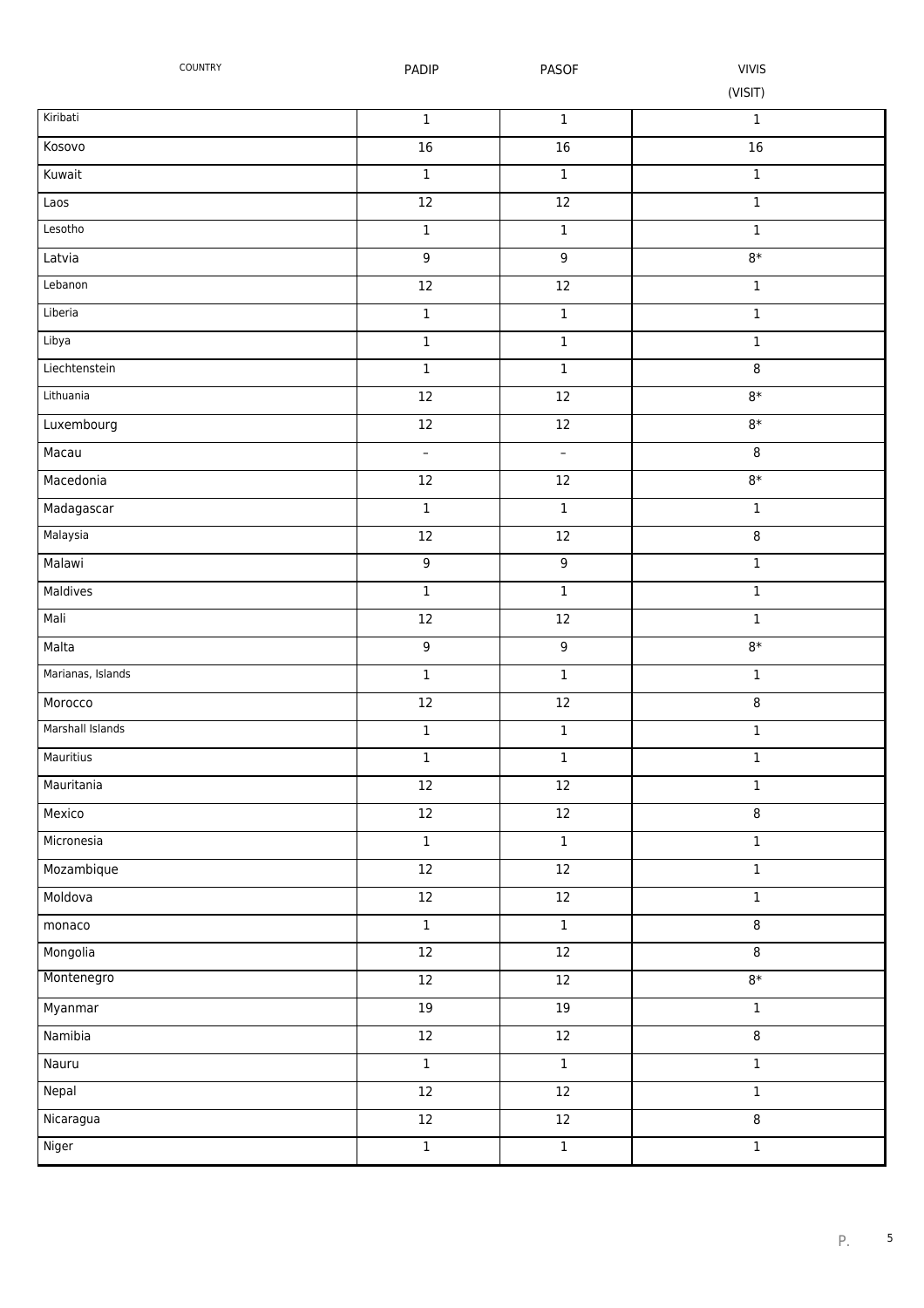| COUNTRY | PADIP | PASOF | VIVIS (VISIT) |
|---|---|---|---|
| Kiribati | 1 | 1 | 1 |
| Kosovo | 16 | 16 | 16 |
| Kuwait | 1 | 1 | 1 |
| Laos | 12 | 12 | 1 |
| Lesotho | 1 | 1 | 1 |
| Latvia | 9 | 9 | 8* |
| Lebanon | 12 | 12 | 1 |
| Liberia | 1 | 1 | 1 |
| Libya | 1 | 1 | 1 |
| Liechtenstein | 1 | 1 | 8 |
| Lithuania | 12 | 12 | 8* |
| Luxembourg | 12 | 12 | 8* |
| Macau | – | – | 8 |
| Macedonia | 12 | 12 | 8* |
| Madagascar | 1 | 1 | 1 |
| Malaysia | 12 | 12 | 8 |
| Malawi | 9 | 9 | 1 |
| Maldives | 1 | 1 | 1 |
| Mali | 12 | 12 | 1 |
| Malta | 9 | 9 | 8* |
| Marianas, Islands | 1 | 1 | 1 |
| Morocco | 12 | 12 | 8 |
| Marshall Islands | 1 | 1 | 1 |
| Mauritius | 1 | 1 | 1 |
| Mauritania | 12 | 12 | 1 |
| Mexico | 12 | 12 | 8 |
| Micronesia | 1 | 1 | 1 |
| Mozambique | 12 | 12 | 1 |
| Moldova | 12 | 12 | 1 |
| monaco | 1 | 1 | 8 |
| Mongolia | 12 | 12 | 8 |
| Montenegro | 12 | 12 | 8* |
| Myanmar | 19 | 19 | 1 |
| Namibia | 12 | 12 | 8 |
| Nauru | 1 | 1 | 1 |
| Nepal | 12 | 12 | 1 |
| Nicaragua | 12 | 12 | 8 |
| Niger | 1 | 1 | 1 |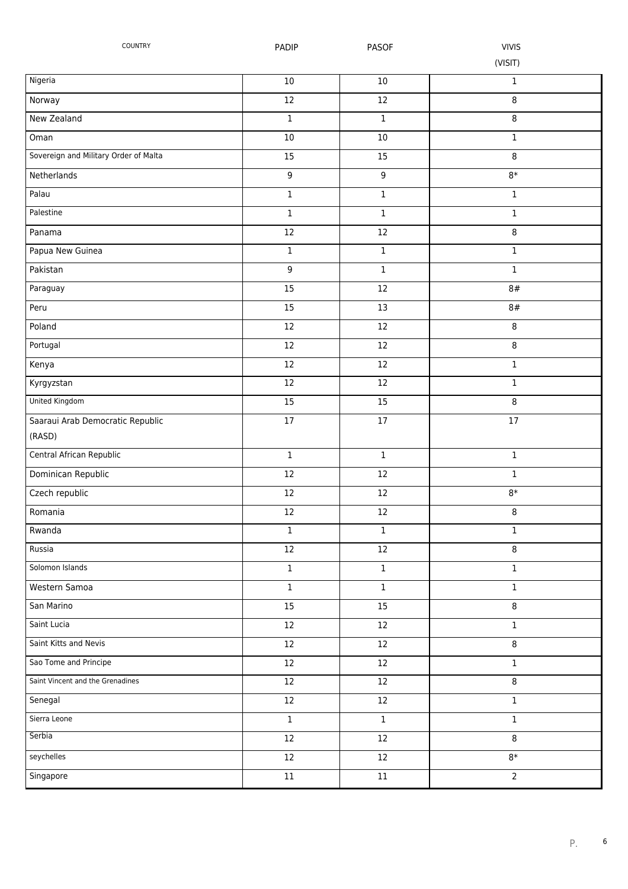| COUNTRY | PADIP | PASOF | VIVIS (VISIT) |
|---|---|---|---|
| Nigeria | 10 | 10 | 1 |
| Norway | 12 | 12 | 8 |
| New Zealand | 1 | 1 | 8 |
| Oman | 10 | 10 | 1 |
| Sovereign and Military Order of Malta | 15 | 15 | 8 |
| Netherlands | 9 | 9 | 8* |
| Palau | 1 | 1 | 1 |
| Palestine | 1 | 1 | 1 |
| Panama | 12 | 12 | 8 |
| Papua New Guinea | 1 | 1 | 1 |
| Pakistan | 9 | 1 | 1 |
| Paraguay | 15 | 12 | 8# |
| Peru | 15 | 13 | 8# |
| Poland | 12 | 12 | 8 |
| Portugal | 12 | 12 | 8 |
| Kenya | 12 | 12 | 1 |
| Kyrgyzstan | 12 | 12 | 1 |
| United Kingdom | 15 | 15 | 8 |
| Saaraui Arab Democratic Republic (RASD) | 17 | 17 | 17 |
| Central African Republic | 1 | 1 | 1 |
| Dominican Republic | 12 | 12 | 1 |
| Czech republic | 12 | 12 | 8* |
| Romania | 12 | 12 | 8 |
| Rwanda | 1 | 1 | 1 |
| Russia | 12 | 12 | 8 |
| Solomon Islands | 1 | 1 | 1 |
| Western Samoa | 1 | 1 | 1 |
| San Marino | 15 | 15 | 8 |
| Saint Lucia | 12 | 12 | 1 |
| Saint Kitts and Nevis | 12 | 12 | 8 |
| Sao Tome and Principe | 12 | 12 | 1 |
| Saint Vincent and the Grenadines | 12 | 12 | 8 |
| Senegal | 12 | 12 | 1 |
| Sierra Leone | 1 | 1 | 1 |
| Serbia | 12 | 12 | 8 |
| seychelles | 12 | 12 | 8* |
| Singapore | 11 | 11 | 2 |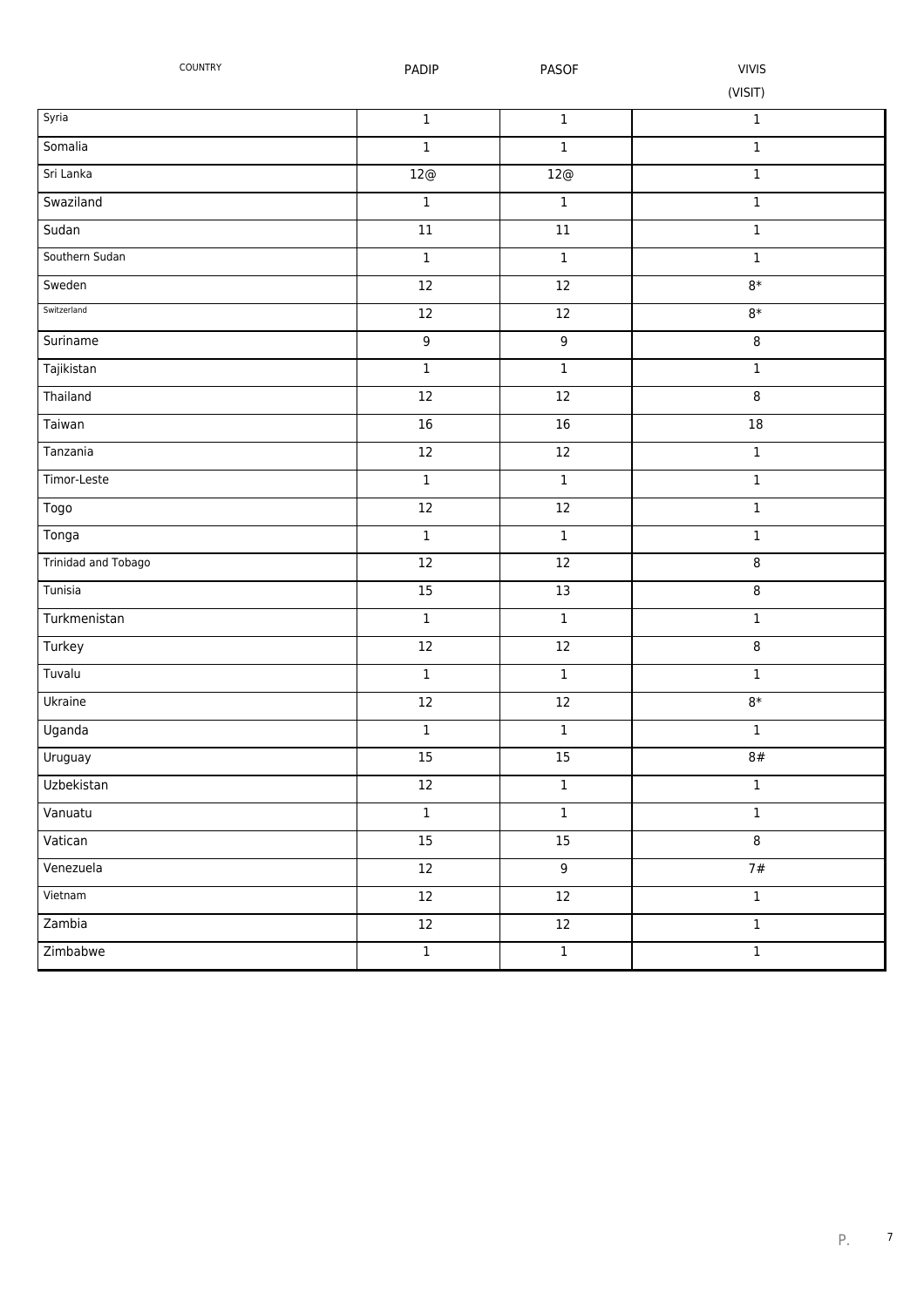| COUNTRY | PADIP | PASOF | VIVIS (VISIT) |
| --- | --- | --- | --- |
| Syria | 1 | 1 | 1 |
| Somalia | 1 | 1 | 1 |
| Sri Lanka | 12@ | 12@ | 1 |
| Swaziland | 1 | 1 | 1 |
| Sudan | 11 | 11 | 1 |
| Southern Sudan | 1 | 1 | 1 |
| Sweden | 12 | 12 | 8* |
| Switzerland | 12 | 12 | 8* |
| Suriname | 9 | 9 | 8 |
| Tajikistan | 1 | 1 | 1 |
| Thailand | 12 | 12 | 8 |
| Taiwan | 16 | 16 | 18 |
| Tanzania | 12 | 12 | 1 |
| Timor-Leste | 1 | 1 | 1 |
| Togo | 12 | 12 | 1 |
| Tonga | 1 | 1 | 1 |
| Trinidad and Tobago | 12 | 12 | 8 |
| Tunisia | 15 | 13 | 8 |
| Turkmenistan | 1 | 1 | 1 |
| Turkey | 12 | 12 | 8 |
| Tuvalu | 1 | 1 | 1 |
| Ukraine | 12 | 12 | 8* |
| Uganda | 1 | 1 | 1 |
| Uruguay | 15 | 15 | 8# |
| Uzbekistan | 12 | 1 | 1 |
| Vanuatu | 1 | 1 | 1 |
| Vatican | 15 | 15 | 8 |
| Venezuela | 12 | 9 | 7# |
| Vietnam | 12 | 12 | 1 |
| Zambia | 12 | 12 | 1 |
| Zimbabwe | 1 | 1 | 1 |